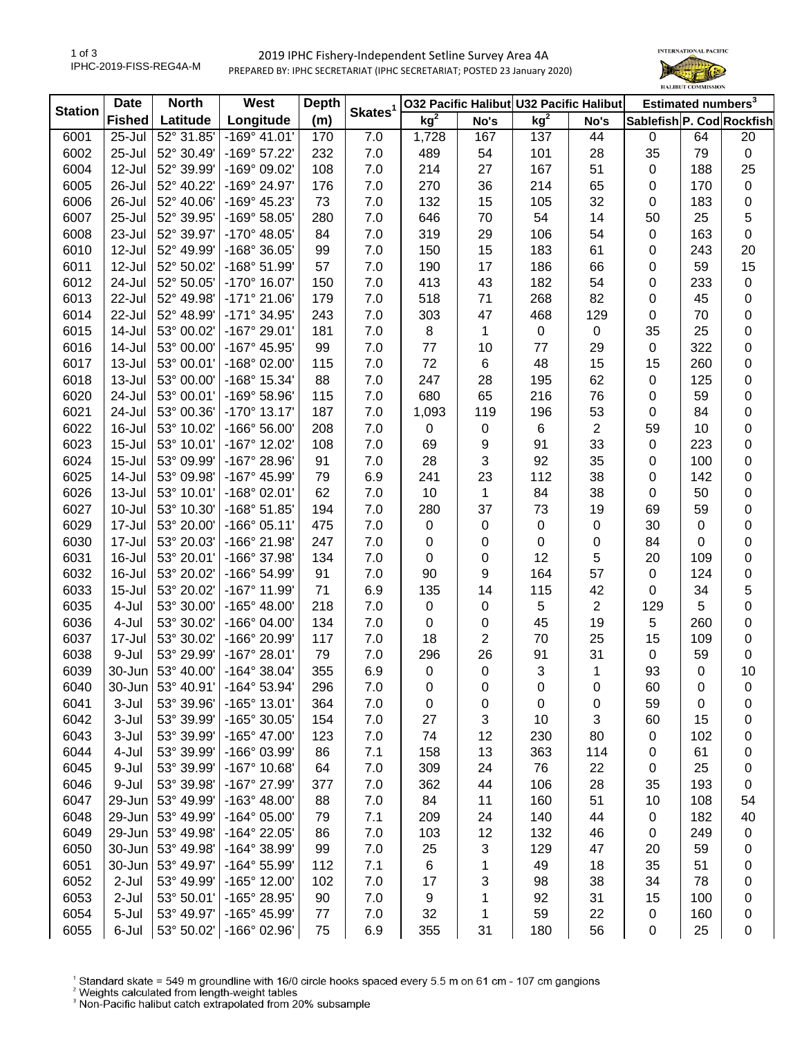# 2019 IPHC Fishery-Independent Setline Survey Area 4A

IPHC-2019-FISS-REG4A-M

PREPARED BY: IPHC SECRETARIAT (IPHC SECRETARIAT; POSTED 23 January 2020)

| Station | Date Fished | North Latitude | West Longitude | Depth (m) | Skates[1] | O32 Pacific Halibut | | U32 Pacific Halibut | | Estimated numbers[3] | | |
|---|---|---|---|---|---|---|---|---|---|---|---|---|
| | | | | | | kg[2] | No's | kg[2] | No's | Sablefish | P. Cod | Rockfish |
| 6001 | 25-Jul | 52° 31.85' | -169° 41.01' | 170 | 7.0 | 1,728 | 167 | 137 | 44 | 0 | 64 | 20 |
| 6002 | 25-Jul | 52° 30.49' | -169° 57.22' | 232 | 7.0 | 489 | 54 | 101 | 28 | 35 | 79 | 0 |
| 6004 | 12-Jul | 52° 39.99' | -169° 09.02' | 108 | 7.0 | 214 | 27 | 167 | 51 | 0 | 188 | 25 |
| 6005 | 26-Jul | 52° 40.22' | -169° 24.97' | 176 | 7.0 | 270 | 36 | 214 | 65 | 0 | 170 | 0 |
| 6006 | 26-Jul | 52° 40.06' | -169° 45.23' | 73 | 7.0 | 132 | 15 | 105 | 32 | 0 | 183 | 0 |
| 6007 | 25-Jul | 52° 39.95' | -169° 58.05' | 280 | 7.0 | 646 | 70 | 54 | 14 | 50 | 25 | 5 |
| 6008 | 23-Jul | 52° 39.97' | -170° 48.05' | 84 | 7.0 | 319 | 29 | 106 | 54 | 0 | 163 | 0 |
| 6010 | 12-Jul | 52° 49.99' | -168° 36.05' | 99 | 7.0 | 150 | 15 | 183 | 61 | 0 | 243 | 20 |
| 6011 | 12-Jul | 52° 50.02' | -168° 51.99' | 57 | 7.0 | 190 | 17 | 186 | 66 | 0 | 59 | 15 |
| 6012 | 24-Jul | 52° 50.05' | -170° 16.07' | 150 | 7.0 | 413 | 43 | 182 | 54 | 0 | 233 | 0 |
| 6013 | 22-Jul | 52° 49.98' | -171° 21.06' | 179 | 7.0 | 518 | 71 | 268 | 82 | 0 | 45 | 0 |
| 6014 | 22-Jul | 52° 48.99' | -171° 34.95' | 243 | 7.0 | 303 | 47 | 468 | 129 | 0 | 70 | 0 |
| 6015 | 14-Jul | 53° 00.02' | -167° 29.01' | 181 | 7.0 | 8 | 1 | 0 | 0 | 35 | 25 | 0 |
| 6016 | 14-Jul | 53° 00.00' | -167° 45.95' | 99 | 7.0 | 77 | 10 | 77 | 29 | 0 | 322 | 0 |
| 6017 | 13-Jul | 53° 00.01' | -168° 02.00' | 115 | 7.0 | 72 | 6 | 48 | 15 | 15 | 260 | 0 |
| 6018 | 13-Jul | 53° 00.00' | -168° 15.34' | 88 | 7.0 | 247 | 28 | 195 | 62 | 0 | 125 | 0 |
| 6020 | 24-Jul | 53° 00.01' | -169° 58.96' | 115 | 7.0 | 680 | 65 | 216 | 76 | 0 | 59 | 0 |
| 6021 | 24-Jul | 53° 00.36' | -170° 13.17' | 187 | 7.0 | 1,093 | 119 | 196 | 53 | 0 | 84 | 0 |
| 6022 | 16-Jul | 53° 10.02' | -166° 56.00' | 208 | 7.0 | 0 | 0 | 6 | 2 | 59 | 10 | 0 |
| 6023 | 15-Jul | 53° 10.01' | -167° 12.02' | 108 | 7.0 | 69 | 9 | 91 | 33 | 0 | 223 | 0 |
| 6024 | 15-Jul | 53° 09.99' | -167° 28.96' | 91 | 7.0 | 28 | 3 | 92 | 35 | 0 | 100 | 0 |
| 6025 | 14-Jul | 53° 09.98' | -167° 45.99' | 79 | 6.9 | 241 | 23 | 112 | 38 | 0 | 142 | 0 |
| 6026 | 13-Jul | 53° 10.01' | -168° 02.01' | 62 | 7.0 | 10 | 1 | 84 | 38 | 0 | 50 | 0 |
| 6027 | 10-Jul | 53° 10.30' | -168° 51.85' | 194 | 7.0 | 280 | 37 | 73 | 19 | 69 | 59 | 0 |
| 6029 | 17-Jul | 53° 20.00' | -166° 05.11' | 475 | 7.0 | 0 | 0 | 0 | 0 | 30 | 0 | 0 |
| 6030 | 17-Jul | 53° 20.03' | -166° 21.98' | 247 | 7.0 | 0 | 0 | 0 | 0 | 84 | 0 | 0 |
| 6031 | 16-Jul | 53° 20.01' | -166° 37.98' | 134 | 7.0 | 0 | 0 | 12 | 5 | 20 | 109 | 0 |
| 6032 | 16-Jul | 53° 20.02' | -166° 54.99' | 91 | 7.0 | 90 | 9 | 164 | 57 | 0 | 124 | 0 |
| 6033 | 15-Jul | 53° 20.02' | -167° 11.99' | 71 | 6.9 | 135 | 14 | 115 | 42 | 0 | 34 | 5 |
| 6035 | 4-Jul | 53° 30.00' | -165° 48.00' | 218 | 7.0 | 0 | 0 | 5 | 2 | 129 | 5 | 0 |
| 6036 | 4-Jul | 53° 30.02' | -166° 04.00' | 134 | 7.0 | 0 | 0 | 45 | 19 | 5 | 260 | 0 |
| 6037 | 17-Jul | 53° 30.02' | -166° 20.99' | 117 | 7.0 | 18 | 2 | 70 | 25 | 15 | 109 | 0 |
| 6038 | 9-Jul | 53° 29.99' | -167° 28.01' | 79 | 7.0 | 296 | 26 | 91 | 31 | 0 | 59 | 0 |
| 6039 | 30-Jun | 53° 40.00' | -164° 38.04' | 355 | 6.9 | 0 | 0 | 3 | 1 | 93 | 0 | 10 |
| 6040 | 30-Jun | 53° 40.91' | -164° 53.94' | 296 | 7.0 | 0 | 0 | 0 | 0 | 60 | 0 | 0 |
| 6041 | 3-Jul | 53° 39.96' | -165° 13.01' | 364 | 7.0 | 0 | 0 | 0 | 0 | 59 | 0 | 0 |
| 6042 | 3-Jul | 53° 39.99' | -165° 30.05' | 154 | 7.0 | 27 | 3 | 10 | 3 | 60 | 15 | 0 |
| 6043 | 3-Jul | 53° 39.99' | -165° 47.00' | 123 | 7.0 | 74 | 12 | 230 | 80 | 0 | 102 | 0 |
| 6044 | 4-Jul | 53° 39.99' | -166° 03.99' | 86 | 7.1 | 158 | 13 | 363 | 114 | 0 | 61 | 0 |
| 6045 | 9-Jul | 53° 39.99' | -167° 10.68' | 64 | 7.0 | 309 | 24 | 76 | 22 | 0 | 25 | 0 |
| 6046 | 9-Jul | 53° 39.98' | -167° 27.99' | 377 | 7.0 | 362 | 44 | 106 | 28 | 35 | 193 | 0 |
| 6047 | 29-Jun | 53° 49.99' | -163° 48.00' | 88 | 7.0 | 84 | 11 | 160 | 51 | 10 | 108 | 54 |
| 6048 | 29-Jun | 53° 49.99' | -164° 05.00' | 79 | 7.1 | 209 | 24 | 140 | 44 | 0 | 182 | 40 |
| 6049 | 29-Jun | 53° 49.98' | -164° 22.05' | 86 | 7.0 | 103 | 12 | 132 | 46 | 0 | 249 | 0 |
| 6050 | 30-Jun | 53° 49.98' | -164° 38.99' | 99 | 7.0 | 25 | 3 | 129 | 47 | 20 | 59 | 0 |
| 6051 | 30-Jun | 53° 49.97' | -164° 55.99' | 112 | 7.1 | 6 | 1 | 49 | 18 | 35 | 51 | 0 |
| 6052 | 2-Jul | 53° 49.99' | -165° 12.00' | 102 | 7.0 | 17 | 3 | 98 | 38 | 34 | 78 | 0 |
| 6053 | 2-Jul | 53° 50.01' | -165° 28.95' | 90 | 7.0 | 9 | 1 | 92 | 31 | 15 | 100 | 0 |
| 6054 | 5-Jul | 53° 49.97' | -165° 45.99' | 77 | 7.0 | 32 | 1 | 59 | 22 | 0 | 160 | 0 |
| 6055 | 6-Jul | 53° 50.02' | -166° 02.96' | 75 | 6.9 | 355 | 31 | 180 | 56 | 0 | 25 | 0 |

[1] Standard skate = 549 m groundline with 16/0 circle hooks spaced every 5.5 m on 61 cm - 107 cm gangions
[2] Weights calculated from length-weight tables
[3] Non-Pacific halibut catch extrapolated from 20% subsample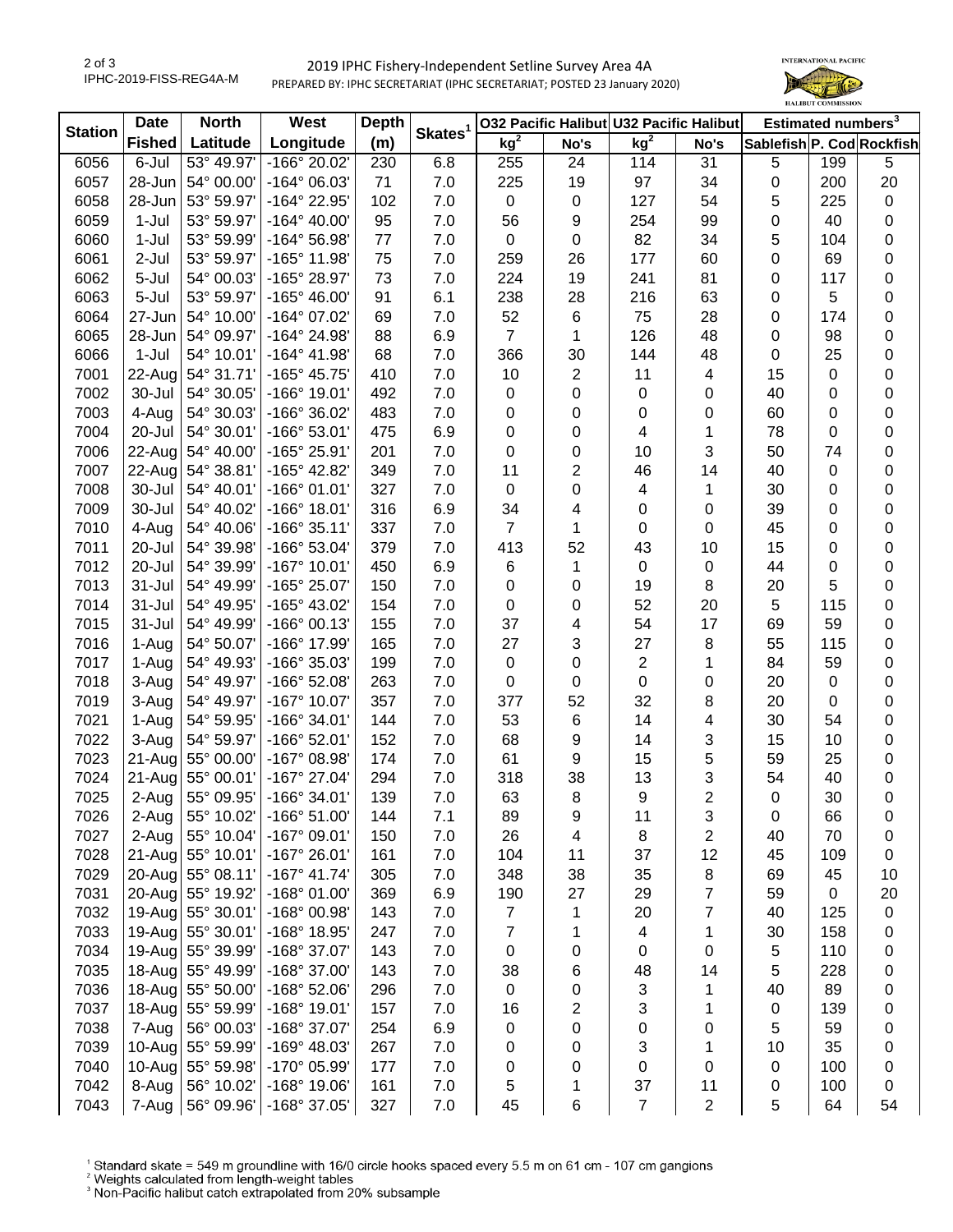2019 IPHC Fishery-Independent Setline Survey Area 4A

PREPARED BY: IPHC SECRETARIAT (IPHC SECRETARIAT; POSTED 23 January 2020)

| Station | Date Fished | North Latitude | West Longitude | Depth (m) | Skates[1] | O32 Pacific Halibut kg[2] | O32 Pacific Halibut No's | U32 Pacific Halibut kg[2] | U32 Pacific Halibut No's | Estimated numbers[3] Sablefish | Estimated numbers[3] P. Cod | Estimated numbers[3] Rockfish |
|---|---|---|---|---|---|---|---|---|---|---|---|---|
| 6056 | 6-Jul | 53° 49.97' | -166° 20.02' | 230 | 6.8 | 255 | 24 | 114 | 31 | 5 | 199 | 5 |
| 6057 | 28-Jun | 54° 00.00' | -164° 06.03' | 71 | 7.0 | 225 | 19 | 97 | 34 | 0 | 200 | 20 |
| 6058 | 28-Jun | 53° 59.97' | -164° 22.95' | 102 | 7.0 | 0 | 0 | 127 | 54 | 5 | 225 | 0 |
| 6059 | 1-Jul | 53° 59.97' | -164° 40.00' | 95 | 7.0 | 56 | 9 | 254 | 99 | 0 | 40 | 0 |
| 6060 | 1-Jul | 53° 59.99' | -164° 56.98' | 77 | 7.0 | 0 | 0 | 82 | 34 | 5 | 104 | 0 |
| 6061 | 2-Jul | 53° 59.97' | -165° 11.98' | 75 | 7.0 | 259 | 26 | 177 | 60 | 0 | 69 | 0 |
| 6062 | 5-Jul | 54° 00.03' | -165° 28.97' | 73 | 7.0 | 224 | 19 | 241 | 81 | 0 | 117 | 0 |
| 6063 | 5-Jul | 53° 59.97' | -165° 46.00' | 91 | 6.1 | 238 | 28 | 216 | 63 | 0 | 5 | 0 |
| 6064 | 27-Jun | 54° 10.00' | -164° 07.02' | 69 | 7.0 | 52 | 6 | 75 | 28 | 0 | 174 | 0 |
| 6065 | 28-Jun | 54° 09.97' | -164° 24.98' | 88 | 6.9 | 7 | 1 | 126 | 48 | 0 | 98 | 0 |
| 6066 | 1-Jul | 54° 10.01' | -164° 41.98' | 68 | 7.0 | 366 | 30 | 144 | 48 | 0 | 25 | 0 |
| 7001 | 22-Aug | 54° 31.71' | -165° 45.75' | 410 | 7.0 | 10 | 2 | 11 | 4 | 15 | 0 | 0 |
| 7002 | 30-Jul | 54° 30.05' | -166° 19.01' | 492 | 7.0 | 0 | 0 | 0 | 0 | 40 | 0 | 0 |
| 7003 | 4-Aug | 54° 30.03' | -166° 36.02' | 483 | 7.0 | 0 | 0 | 0 | 0 | 60 | 0 | 0 |
| 7004 | 20-Jul | 54° 30.01' | -166° 53.01' | 475 | 6.9 | 0 | 0 | 4 | 1 | 78 | 0 | 0 |
| 7006 | 22-Aug | 54° 40.00' | -165° 25.91' | 201 | 7.0 | 0 | 0 | 10 | 3 | 50 | 74 | 0 |
| 7007 | 22-Aug | 54° 38.81' | -165° 42.82' | 349 | 7.0 | 11 | 2 | 46 | 14 | 40 | 0 | 0 |
| 7008 | 30-Jul | 54° 40.01' | -166° 01.01' | 327 | 7.0 | 0 | 0 | 4 | 1 | 30 | 0 | 0 |
| 7009 | 30-Jul | 54° 40.02' | -166° 18.01' | 316 | 6.9 | 34 | 4 | 0 | 0 | 39 | 0 | 0 |
| 7010 | 4-Aug | 54° 40.06' | -166° 35.11' | 337 | 7.0 | 7 | 1 | 0 | 0 | 45 | 0 | 0 |
| 7011 | 20-Jul | 54° 39.98' | -166° 53.04' | 379 | 7.0 | 413 | 52 | 43 | 10 | 15 | 0 | 0 |
| 7012 | 20-Jul | 54° 39.99' | -167° 10.01' | 450 | 6.9 | 6 | 1 | 0 | 0 | 44 | 0 | 0 |
| 7013 | 31-Jul | 54° 49.99' | -165° 25.07' | 150 | 7.0 | 0 | 0 | 19 | 8 | 20 | 5 | 0 |
| 7014 | 31-Jul | 54° 49.95' | -165° 43.02' | 154 | 7.0 | 0 | 0 | 52 | 20 | 5 | 115 | 0 |
| 7015 | 31-Jul | 54° 49.99' | -166° 00.13' | 155 | 7.0 | 37 | 4 | 54 | 17 | 69 | 59 | 0 |
| 7016 | 1-Aug | 54° 50.07' | -166° 17.99' | 165 | 7.0 | 27 | 3 | 27 | 8 | 55 | 115 | 0 |
| 7017 | 1-Aug | 54° 49.93' | -166° 35.03' | 199 | 7.0 | 0 | 0 | 2 | 1 | 84 | 59 | 0 |
| 7018 | 3-Aug | 54° 49.97' | -166° 52.08' | 263 | 7.0 | 0 | 0 | 0 | 0 | 20 | 0 | 0 |
| 7019 | 3-Aug | 54° 49.97' | -167° 10.07' | 357 | 7.0 | 377 | 52 | 32 | 8 | 20 | 0 | 0 |
| 7021 | 1-Aug | 54° 59.95' | -166° 34.01' | 144 | 7.0 | 53 | 6 | 14 | 4 | 30 | 54 | 0 |
| 7022 | 3-Aug | 54° 59.97' | -166° 52.01' | 152 | 7.0 | 68 | 9 | 14 | 3 | 15 | 10 | 0 |
| 7023 | 21-Aug | 55° 00.00' | -167° 08.98' | 174 | 7.0 | 61 | 9 | 15 | 5 | 59 | 25 | 0 |
| 7024 | 21-Aug | 55° 00.01' | -167° 27.04' | 294 | 7.0 | 318 | 38 | 13 | 3 | 54 | 40 | 0 |
| 7025 | 2-Aug | 55° 09.95' | -166° 34.01' | 139 | 7.0 | 63 | 8 | 9 | 2 | 0 | 30 | 0 |
| 7026 | 2-Aug | 55° 10.02' | -166° 51.00' | 144 | 7.1 | 89 | 9 | 11 | 3 | 0 | 66 | 0 |
| 7027 | 2-Aug | 55° 10.04' | -167° 09.01' | 150 | 7.0 | 26 | 4 | 8 | 2 | 40 | 70 | 0 |
| 7028 | 21-Aug | 55° 10.01' | -167° 26.01' | 161 | 7.0 | 104 | 11 | 37 | 12 | 45 | 109 | 0 |
| 7029 | 20-Aug | 55° 08.11' | -167° 41.74' | 305 | 7.0 | 348 | 38 | 35 | 8 | 69 | 45 | 10 |
| 7031 | 20-Aug | 55° 19.92' | -168° 01.00' | 369 | 6.9 | 190 | 27 | 29 | 7 | 59 | 0 | 20 |
| 7032 | 19-Aug | 55° 30.01' | -168° 00.98' | 143 | 7.0 | 7 | 1 | 20 | 7 | 40 | 125 | 0 |
| 7033 | 19-Aug | 55° 30.01' | -168° 18.95' | 247 | 7.0 | 7 | 1 | 4 | 1 | 30 | 158 | 0 |
| 7034 | 19-Aug | 55° 39.99' | -168° 37.07' | 143 | 7.0 | 0 | 0 | 0 | 0 | 5 | 110 | 0 |
| 7035 | 18-Aug | 55° 49.99' | -168° 37.00' | 143 | 7.0 | 38 | 6 | 48 | 14 | 5 | 228 | 0 |
| 7036 | 18-Aug | 55° 50.00' | -168° 52.06' | 296 | 7.0 | 0 | 0 | 3 | 1 | 40 | 89 | 0 |
| 7037 | 18-Aug | 55° 59.99' | -168° 19.01' | 157 | 7.0 | 16 | 2 | 3 | 1 | 0 | 139 | 0 |
| 7038 | 7-Aug | 56° 00.03' | -168° 37.07' | 254 | 6.9 | 0 | 0 | 0 | 0 | 5 | 59 | 0 |
| 7039 | 10-Aug | 55° 59.99' | -169° 48.03' | 267 | 7.0 | 0 | 0 | 3 | 1 | 10 | 35 | 0 |
| 7040 | 10-Aug | 55° 59.98' | -170° 05.99' | 177 | 7.0 | 0 | 0 | 0 | 0 | 0 | 100 | 0 |
| 7042 | 8-Aug | 56° 10.02' | -168° 19.06' | 161 | 7.0 | 5 | 1 | 37 | 11 | 0 | 100 | 0 |
| 7043 | 7-Aug | 56° 09.96' | -168° 37.05' | 327 | 7.0 | 45 | 6 | 7 | 2 | 5 | 64 | 54 |

[1] Standard skate = 549 m groundline with 16/0 circle hooks spaced every 5.5 m on 61 cm - 107 cm gangions
[2] Weights calculated from length-weight tables
[3] Non-Pacific halibut catch extrapolated from 20% subsample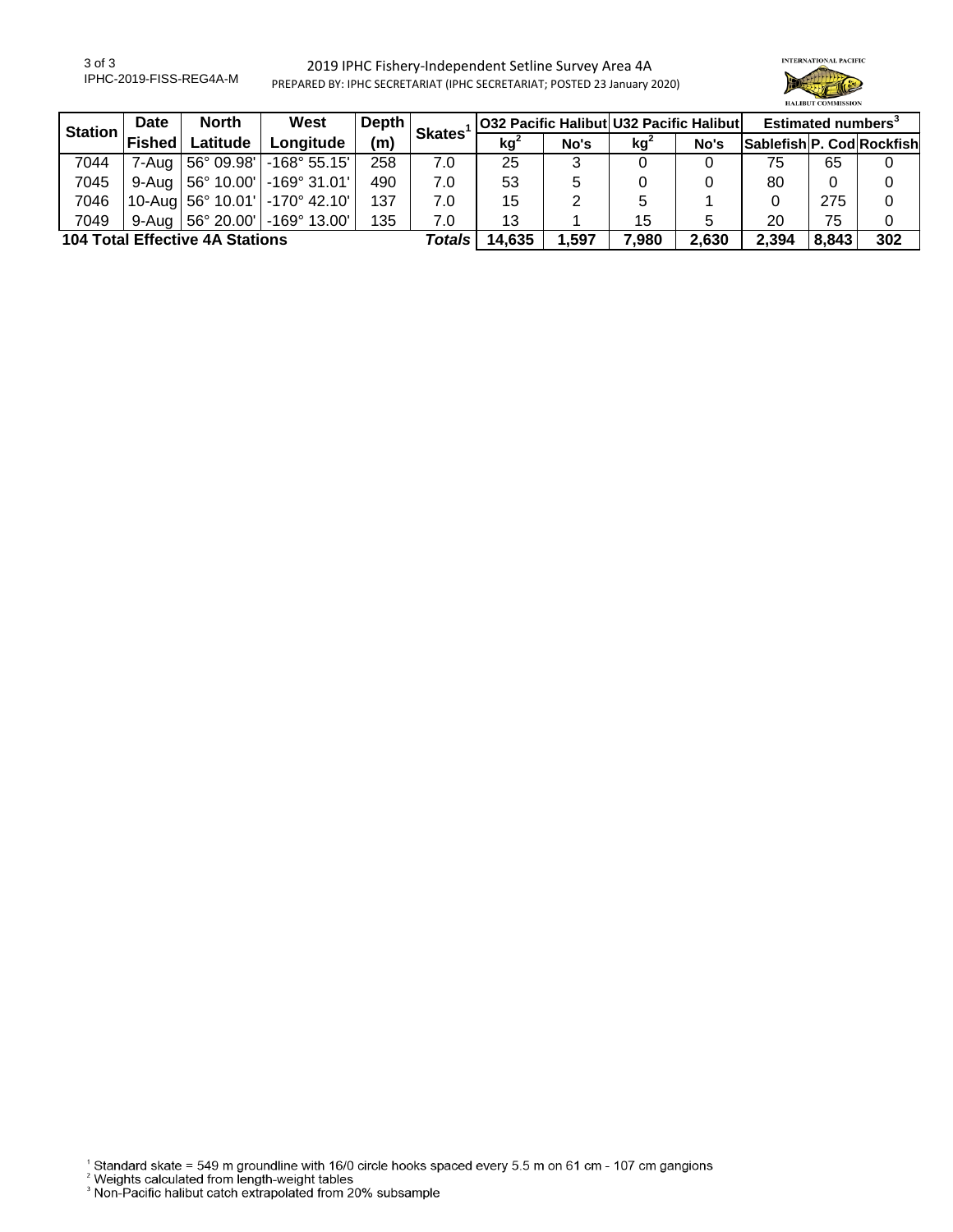| Station | Date Fished | North Latitude | West Longitude | Depth (m) | Skates[1] | O32 Pacific Halibut | | U32 Pacific Halibut | | Estimated numbers[3] | | |
|---|---|---|---|---|---|---|---|---|---|---|---|---|
| | | | | | | kg[2] | No's | kg[2] | No's | Sablefish | P. Cod | Rockfish |
| 7044 | 7-Aug | 56° 09.98' | -168° 55.15' | 258 | 7.0 | 25 | 3 | 0 | 0 | 75 | 65 | 0 |
| 7045 | 9-Aug | 56° 10.00' | -169° 31.01' | 490 | 7.0 | 53 | 5 | 0 | 0 | 80 | 0 | 0 |
| 7046 | 10-Aug | 56° 10.01' | -170° 42.10' | 137 | 7.0 | 15 | 2 | 5 | 1 | 0 | 275 | 0 |
| 7049 | 9-Aug | 56° 20.00' | -169° 13.00' | 135 | 7.0 | 13 | 1 | 15 | 5 | 20 | 75 | 0 |
| **104 Total Effective 4A Stations** | | | | | ***Totals*** | **14,635** | **1,597** | **7,980** | **2,630** | **2,394** | **8,843** | **302** |

[1] Standard skate = 549 m groundline with 16/0 circle hooks spaced every 5.5 m on 61 cm - 107 cm gangions
[2] Weights calculated from length-weight tables
[3] Non-Pacific halibut catch extrapolated from 20% subsample